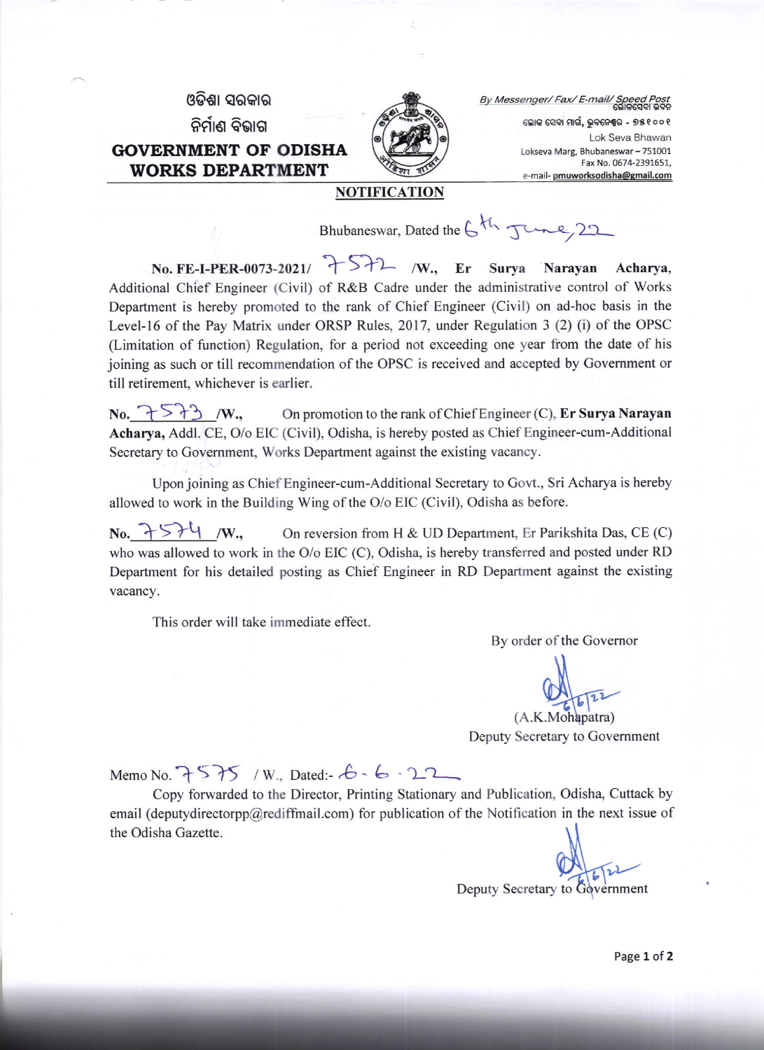ଓଡ଼ିଶା ସରକାର
ନିର୍ମାଣ ବିଭାଗ

**GOVERNMENT OF ODISHA**
**WORKS DEPARTMENT**

*By Messenger/ Fax/ E-mail/ Speed Post*
ଲୋକସେବା ଭବନ
ଲୋକ ସେବା ମାର୍ଗ, ଭୁବନେଶ୍ୱର - ୭୫୧୦୦୧
Lok Seva Bhawan
Lokseva Marg, Bhubaneswar – 751001
Fax No. 0674-2391651,
e-mail- pmuworksodisha@gmail.com

## NOTIFICATION

Bhubaneswar, Dated the 6th June, 22

**No. FE-I-PER-0073-2021/ 7572 /W., Er Surya Narayan Acharya,** Additional Chief Engineer (Civil) of R&B Cadre under the administrative control of Works Department is hereby promoted to the rank of Chief Engineer (Civil) on ad-hoc basis in the Level-16 of the Pay Matrix under ORSP Rules, 2017, under Regulation 3 (2) (i) of the OPSC (Limitation of function) Regulation, for a period not exceeding one year from the date of his joining as such or till recommendation of the OPSC is received and accepted by Government or till retirement, whichever is earlier.

**No.** 7573 **/W.,** On promotion to the rank of Chief Engineer (C), **Er Surya Narayan Acharya,** Addl. CE, O/o EIC (Civil), Odisha, is hereby posted as Chief Engineer-cum-Additional Secretary to Government, Works Department against the existing vacancy.

Upon joining as Chief Engineer-cum-Additional Secretary to Govt., Sri Acharya is hereby allowed to work in the Building Wing of the O/o EIC (Civil), Odisha as before.

**No.** 7574 **/W.,** On reversion from H & UD Department, Er Parikshita Das, CE (C) who was allowed to work in the O/o EIC (C), Odisha, is hereby transferred and posted under RD Department for his detailed posting as Chief Engineer in RD Department against the existing vacancy.

This order will take immediate effect.

By order of the Governor

6/6/22
(A.K.Mohapatra)
Deputy Secretary to Government

Memo No. 7575 / W., Dated:- 6 - 6 - 22

Copy forwarded to the Director, Printing Stationary and Publication, Odisha, Cuttack by email (deputydirectorpp@rediffmail.com) for publication of the Notification in the next issue of the Odisha Gazette.

6/6/22
Deputy Secretary to Government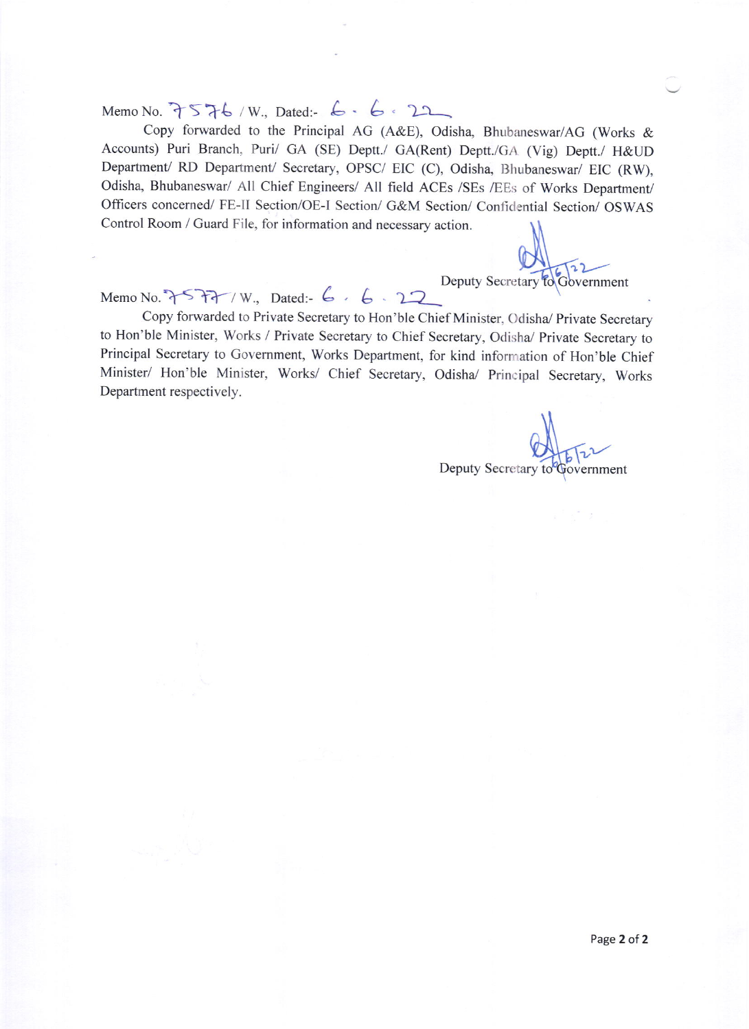Memo No. 7576 / W., Dated:- 6 . 6 . 22

Copy forwarded to the Principal AG (A&E), Odisha, Bhubaneswar/AG (Works & Accounts) Puri Branch, Puri/ GA (SE) Deptt./ GA(Rent) Deptt./GA (Vig) Deptt./ H&UD Department/ RD Department/ Secretary, OPSC/ EIC (C), Odisha, Bhubaneswar/ EIC (RW), Odisha, Bhubaneswar/ All Chief Engineers/ All field ACEs /SEs /EEs of Works Department/ Officers concerned/ FE-II Section/OE-I Section/ G&M Section/ Confidential Section/ OSWAS Control Room / Guard File, for information and necessary action.

6/6/22

Deputy Secretary to Government

Memo No. 7577 / W., Dated:- 6 . 6 . 22

Copy forwarded to Private Secretary to Hon'ble Chief Minister, Odisha/ Private Secretary to Hon'ble Minister, Works / Private Secretary to Chief Secretary, Odisha/ Private Secretary to Principal Secretary to Government, Works Department, for kind information of Hon'ble Chief Minister/ Hon'ble Minister, Works/ Chief Secretary, Odisha/ Principal Secretary, Works Department respectively.

6/6/22

Deputy Secretary to Government